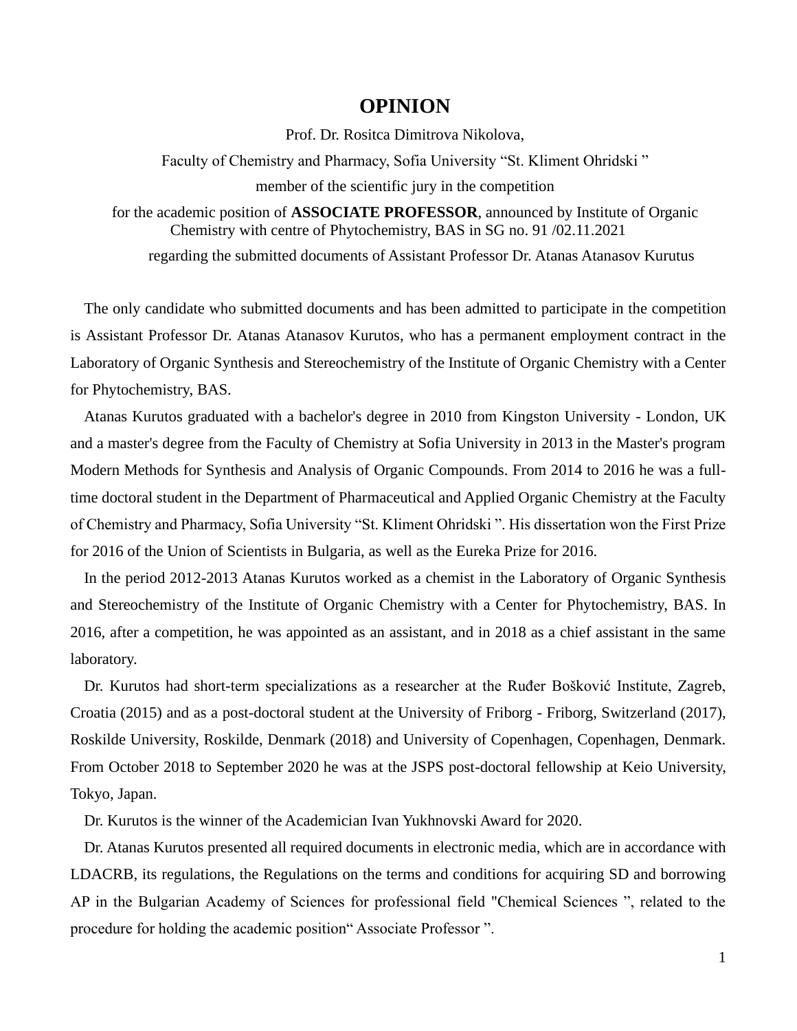# OPINION

Prof. Dr. Rositca Dimitrova Nikolova,

Faculty of Chemistry and Pharmacy, Sofia University “St. Kliment Ohridski ”

member of the scientific jury in the competition

for the academic position of **ASSOCIATE PROFESSOR**, announced by Institute of Organic Chemistry with centre of Phytochemistry, BAS in SG no. 91 /02.11.2021

regarding the submitted documents of Assistant Professor Dr. Atanas Atanasov Kurutus

The only candidate who submitted documents and has been admitted to participate in the competition is Assistant Professor Dr. Atanas Atanasov Kurutos, who has a permanent employment contract in the Laboratory of Organic Synthesis and Stereochemistry of the Institute of Organic Chemistry with a Center for Phytochemistry, BAS.

Atanas Kurutos graduated with a bachelor's degree in 2010 from Kingston University - London, UK and a master's degree from the Faculty of Chemistry at Sofia University in 2013 in the Master's program Modern Methods for Synthesis and Analysis of Organic Compounds. From 2014 to 2016 he was a full-time doctoral student in the Department of Pharmaceutical and Applied Organic Chemistry at the Faculty of Chemistry and Pharmacy, Sofia University “St. Kliment Ohridski ”. His dissertation won the First Prize for 2016 of the Union of Scientists in Bulgaria, as well as the Eureka Prize for 2016.

In the period 2012-2013 Atanas Kurutos worked as a chemist in the Laboratory of Organic Synthesis and Stereochemistry of the Institute of Organic Chemistry with a Center for Phytochemistry, BAS. In 2016, after a competition, he was appointed as an assistant, and in 2018 as a chief assistant in the same laboratory.

Dr. Kurutos had short-term specializations as a researcher at the Ruđer Bošković Institute, Zagreb, Croatia (2015) and as a post-doctoral student at the University of Friborg - Friborg, Switzerland (2017), Roskilde University, Roskilde, Denmark (2018) and University of Copenhagen, Copenhagen, Denmark. From October 2018 to September 2020 he was at the JSPS post-doctoral fellowship at Keio University, Tokyo, Japan.

Dr. Kurutos is the winner of the Academician Ivan Yukhnovski Award for 2020.

Dr. Atanas Kurutos presented all required documents in electronic media, which are in accordance with LDACRB, its regulations, the Regulations on the terms and conditions for acquiring SD and borrowing AP in the Bulgarian Academy of Sciences for professional field "Chemical Sciences ", related to the procedure for holding the academic position“ Associate Professor ”.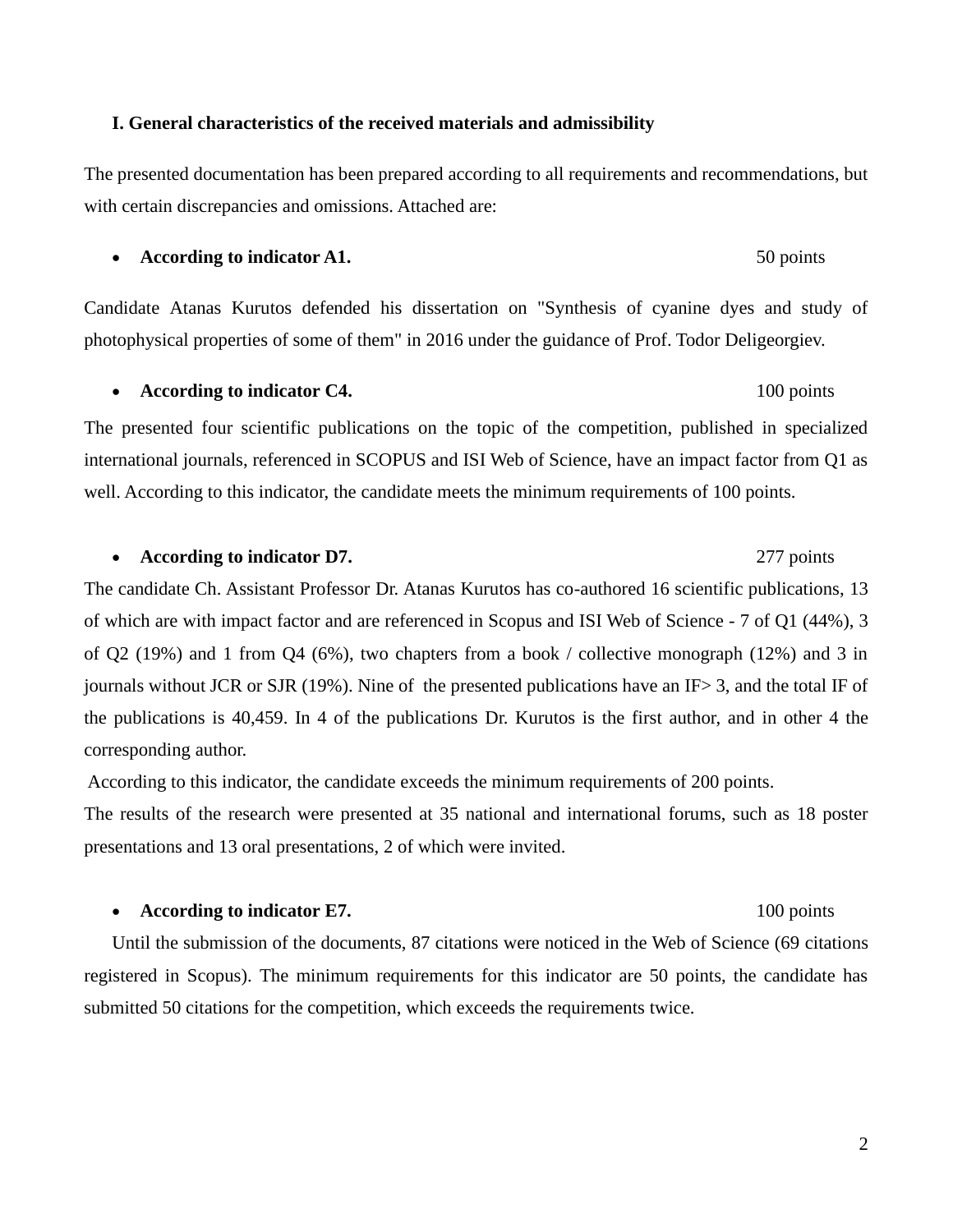**I. General characteristics of the received materials and admissibility**

The presented documentation has been prepared according to all requirements and recommendations, but with certain discrepancies and omissions. Attached are:

- **According to indicator A1.** 50 points

Candidate Atanas Kurutos defended his dissertation on "Synthesis of cyanine dyes and study of photophysical properties of some of them" in 2016 under the guidance of Prof. Todor Deligeorgiev.

- **According to indicator C4.** 100 points

The presented four scientific publications on the topic of the competition, published in specialized international journals, referenced in SCOPUS and ISI Web of Science, have an impact factor from Q1 as well. According to this indicator, the candidate meets the minimum requirements of 100 points.

- **According to indicator D7.** 277 points

The candidate Ch. Assistant Professor Dr. Atanas Kurutos has co-authored 16 scientific publications, 13 of which are with impact factor and are referenced in Scopus and ISI Web of Science - 7 of Q1 (44%), 3 of Q2 (19%) and 1 from Q4 (6%), two chapters from a book / collective monograph (12%) and 3 in journals without JCR or SJR (19%). Nine of the presented publications have an IF> 3, and the total IF of the publications is 40,459. In 4 of the publications Dr. Kurutos is the first author, and in other 4 the corresponding author.

According to this indicator, the candidate exceeds the minimum requirements of 200 points.

The results of the research were presented at 35 national and international forums, such as 18 poster presentations and 13 oral presentations, 2 of which were invited.

- **According to indicator E7.** 100 points

Until the submission of the documents, 87 citations were noticed in the Web of Science (69 citations registered in Scopus). The minimum requirements for this indicator are 50 points, the candidate has submitted 50 citations for the competition, which exceeds the requirements twice.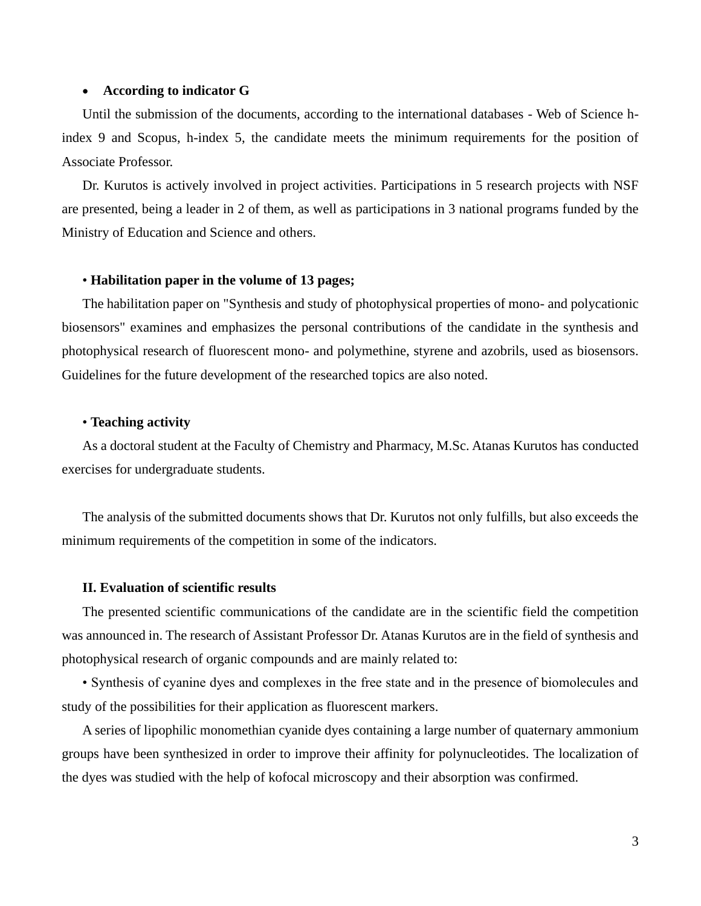- **According to indicator G**

Until the submission of the documents, according to the international databases - Web of Science h-index 9 and Scopus, h-index 5, the candidate meets the minimum requirements for the position of Associate Professor.

Dr. Kurutos is actively involved in project activities. Participations in 5 research projects with NSF are presented, being a leader in 2 of them, as well as participations in 3 national programs funded by the Ministry of Education and Science and others.

• **Habilitation paper in the volume of 13 pages;**

The habilitation paper on "Synthesis and study of photophysical properties of mono- and polycationic biosensors" examines and emphasizes the personal contributions of the candidate in the synthesis and photophysical research of fluorescent mono- and polymethine, styrene and azobrils, used as biosensors. Guidelines for the future development of the researched topics are also noted.

• **Teaching activity**

As a doctoral student at the Faculty of Chemistry and Pharmacy, M.Sc. Atanas Kurutos has conducted exercises for undergraduate students.

The analysis of the submitted documents shows that Dr. Kurutos not only fulfills, but also exceeds the minimum requirements of the competition in some of the indicators.

**II. Evaluation of scientific results**

The presented scientific communications of the candidate are in the scientific field the competition was announced in. The research of Assistant Professor Dr. Atanas Kurutos are in the field of synthesis and photophysical research of organic compounds and are mainly related to:

• Synthesis of cyanine dyes and complexes in the free state and in the presence of biomolecules and study of the possibilities for their application as fluorescent markers.

A series of lipophilic monomethian cyanide dyes containing a large number of quaternary ammonium groups have been synthesized in order to improve their affinity for polynucleotides. The localization of the dyes was studied with the help of kofocal microscopy and their absorption was confirmed.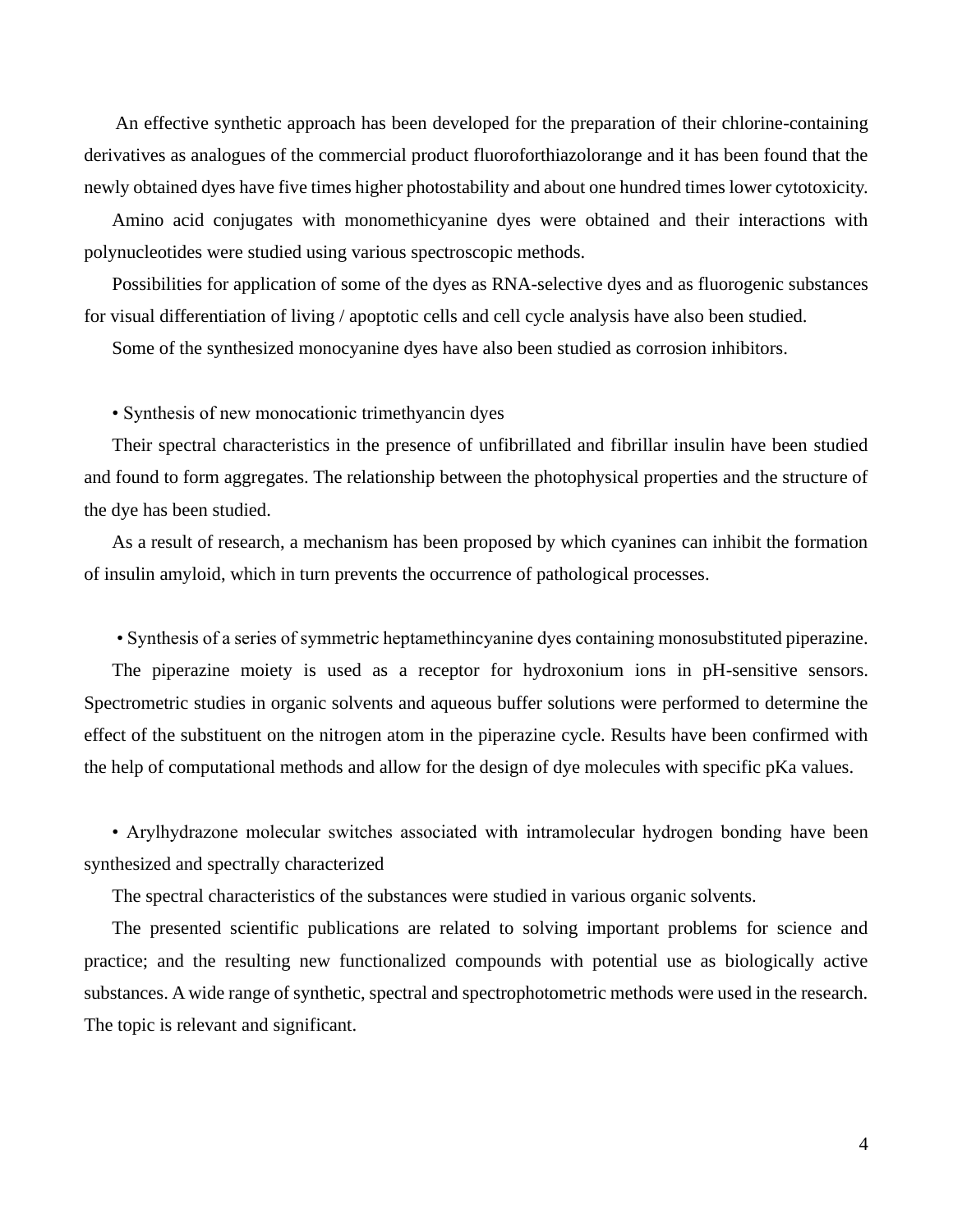An effective synthetic approach has been developed for the preparation of their chlorine-containing derivatives as analogues of the commercial product fluoroforthiazolorange and it has been found that the newly obtained dyes have five times higher photostability and about one hundred times lower cytotoxicity.

Amino acid conjugates with monomethicyanine dyes were obtained and their interactions with polynucleotides were studied using various spectroscopic methods.

Possibilities for application of some of the dyes as RNA-selective dyes and as fluorogenic substances for visual differentiation of living / apoptotic cells and cell cycle analysis have also been studied.

Some of the synthesized monocyanine dyes have also been studied as corrosion inhibitors.

• Synthesis of new monocationic trimethyancin dyes

Their spectral characteristics in the presence of unfibrillated and fibrillar insulin have been studied and found to form aggregates. The relationship between the photophysical properties and the structure of the dye has been studied.

As a result of research, a mechanism has been proposed by which cyanines can inhibit the formation of insulin amyloid, which in turn prevents the occurrence of pathological processes.

• Synthesis of a series of symmetric heptamethincyanine dyes containing monosubstituted piperazine.

The piperazine moiety is used as a receptor for hydroxonium ions in pH-sensitive sensors. Spectrometric studies in organic solvents and aqueous buffer solutions were performed to determine the effect of the substituent on the nitrogen atom in the piperazine cycle. Results have been confirmed with the help of computational methods and allow for the design of dye molecules with specific pKa values.

• Arylhydrazone molecular switches associated with intramolecular hydrogen bonding have been synthesized and spectrally characterized

The spectral characteristics of the substances were studied in various organic solvents.

The presented scientific publications are related to solving important problems for science and practice; and the resulting new functionalized compounds with potential use as biologically active substances. A wide range of synthetic, spectral and spectrophotometric methods were used in the research. The topic is relevant and significant.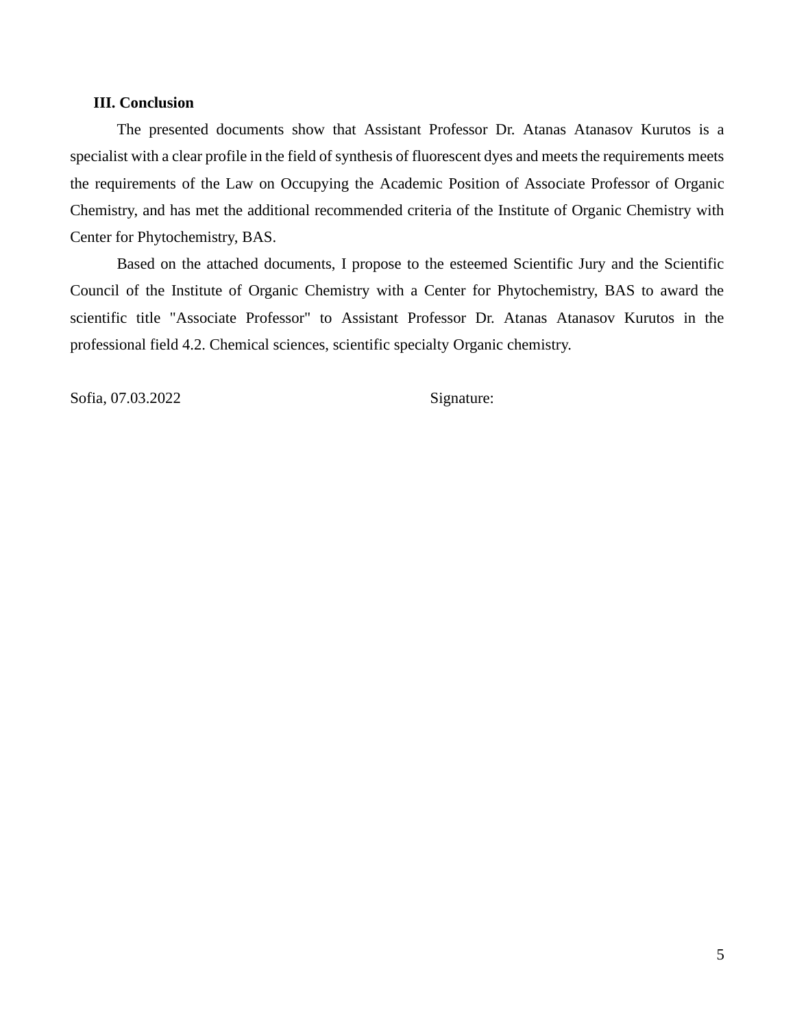### III. Conclusion

The presented documents show that Assistant Professor Dr. Atanas Atanasov Kurutos is a specialist with a clear profile in the field of synthesis of fluorescent dyes and meets the requirements meets the requirements of the Law on Occupying the Academic Position of Associate Professor of Organic Chemistry, and has met the additional recommended criteria of the Institute of Organic Chemistry with Center for Phytochemistry, BAS.

Based on the attached documents, I propose to the esteemed Scientific Jury and the Scientific Council of the Institute of Organic Chemistry with a Center for Phytochemistry, BAS to award the scientific title "Associate Professor" to Assistant Professor Dr. Atanas Atanasov Kurutos in the professional field 4.2. Chemical sciences, scientific specialty Organic chemistry.

Sofia, 07.03.2022 Signature: